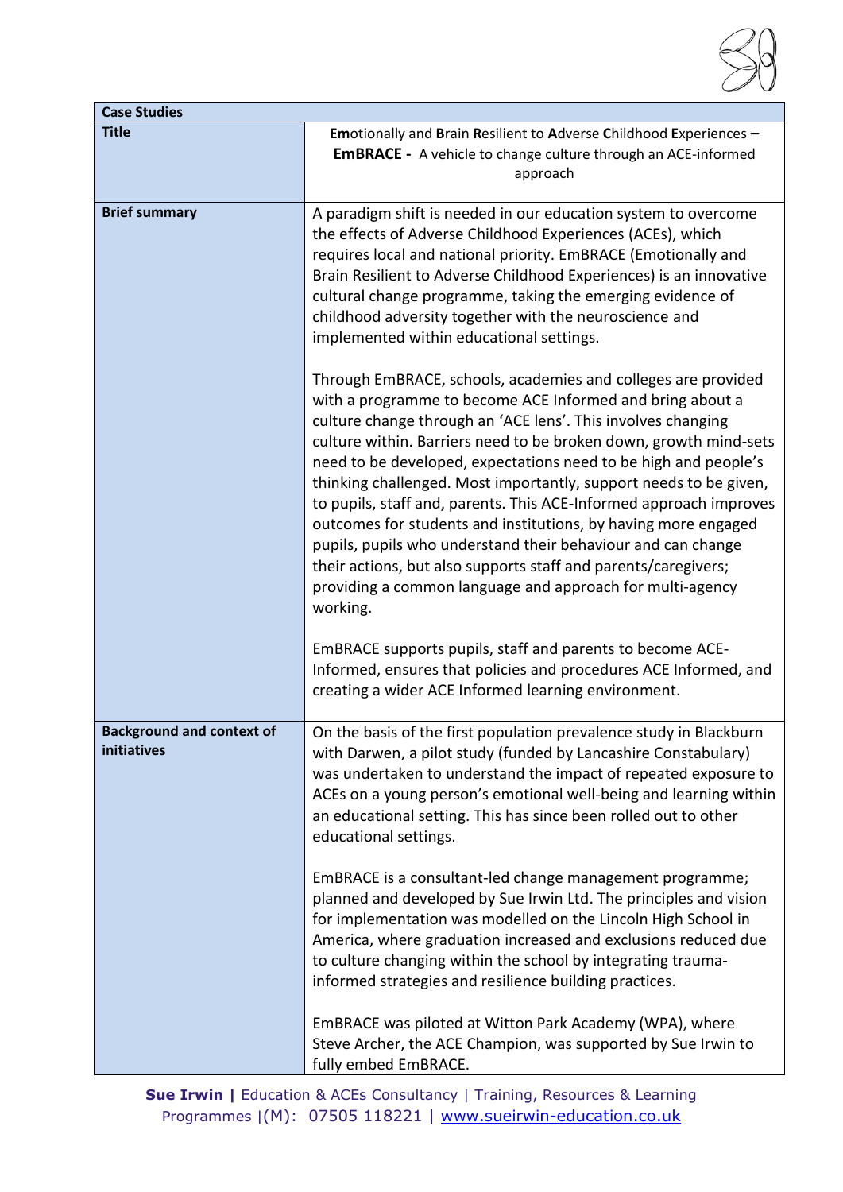| Case Studies | |
|---|---|
| **Title** | **Em**otionally and **B**rain **R**esilient to **A**dverse **C**hildhood **E**xperiences – **EmBRACE -** A vehicle to change culture through an ACE-informed approach |
| **Brief summary** | A paradigm shift is needed in our education system to overcome the effects of Adverse Childhood Experiences (ACEs), which requires local and national priority. EmBRACE (Emotionally and Brain Resilient to Adverse Childhood Experiences) is an innovative cultural change programme, taking the emerging evidence of childhood adversity together with the neuroscience and implemented within educational settings.<br><br>Through EmBRACE, schools, academies and colleges are provided with a programme to become ACE Informed and bring about a culture change through an 'ACE lens'. This involves changing culture within. Barriers need to be broken down, growth mind-sets need to be developed, expectations need to be high and people's thinking challenged. Most importantly, support needs to be given, to pupils, staff and, parents. This ACE-Informed approach improves outcomes for students and institutions, by having more engaged pupils, pupils who understand their behaviour and can change their actions, but also supports staff and parents/caregivers; providing a common language and approach for multi-agency working.<br><br>EmBRACE supports pupils, staff and parents to become ACE-Informed, ensures that policies and procedures ACE Informed, and creating a wider ACE Informed learning environment. |
| **Background and context of initiatives** | On the basis of the first population prevalence study in Blackburn with Darwen, a pilot study (funded by Lancashire Constabulary) was undertaken to understand the impact of repeated exposure to ACEs on a young person's emotional well-being and learning within an educational setting. This has since been rolled out to other educational settings.<br><br>EmBRACE is a consultant-led change management programme; planned and developed by Sue Irwin Ltd. The principles and vision for implementation was modelled on the Lincoln High School in America, where graduation increased and exclusions reduced due to culture changing within the school by integrating trauma-informed strategies and resilience building practices.<br><br>EmBRACE was piloted at Witton Park Academy (WPA), where Steve Archer, the ACE Champion, was supported by Sue Irwin to fully embed EmBRACE. |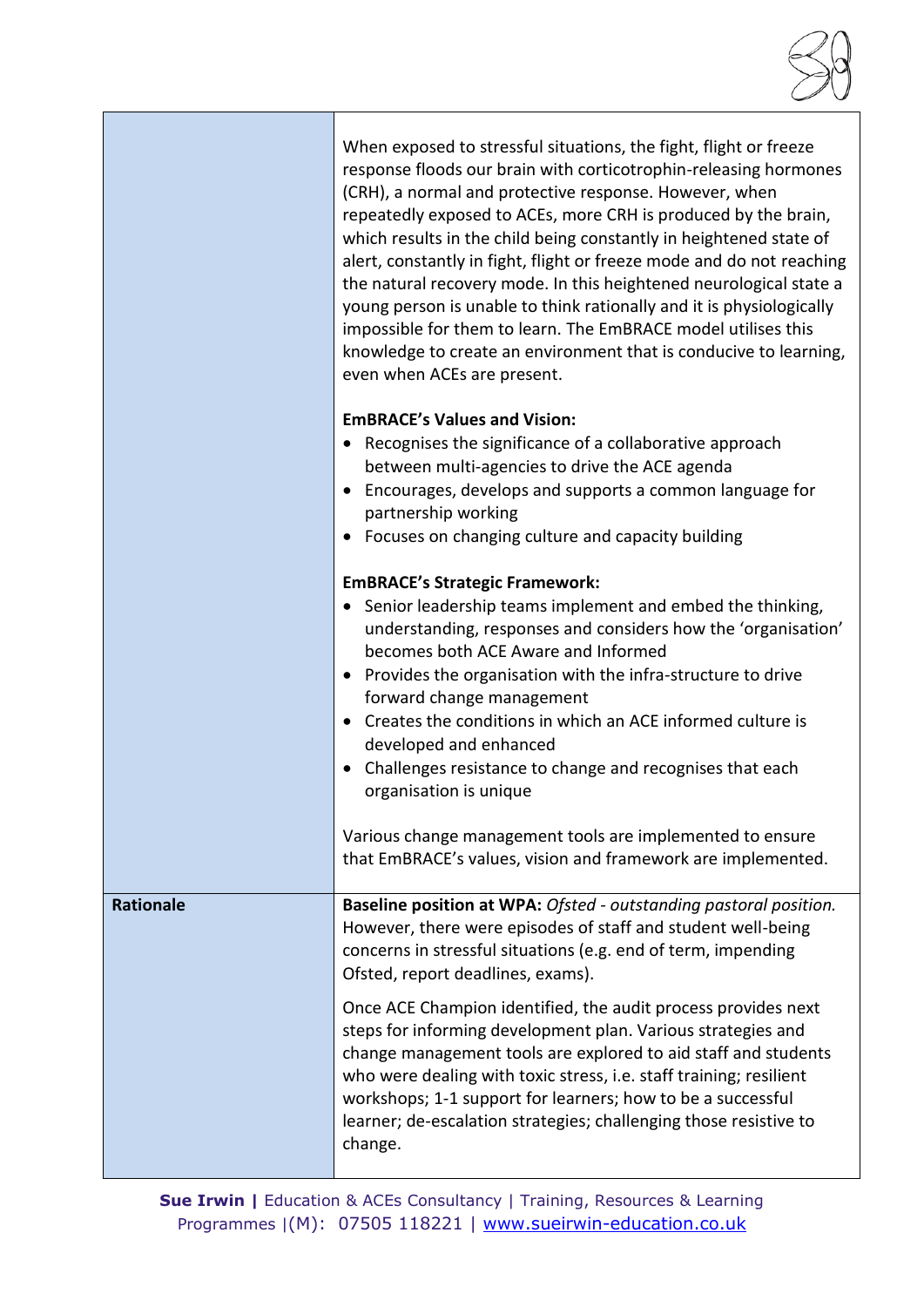| | |
|---|---|
| | When exposed to stressful situations, the fight, flight or freeze response floods our brain with corticotrophin-releasing hormones (CRH), a normal and protective response. However, when repeatedly exposed to ACEs, more CRH is produced by the brain, which results in the child being constantly in heightened state of alert, constantly in fight, flight or freeze mode and do not reaching the natural recovery mode. In this heightened neurological state a young person is unable to think rationally and it is physiologically impossible for them to learn. The EmBRACE model utilises this knowledge to create an environment that is conducive to learning, even when ACEs are present.<br><br>**EmBRACE's Values and Vision:**<br>• Recognises the significance of a collaborative approach between multi-agencies to drive the ACE agenda<br>• Encourages, develops and supports a common language for partnership working<br>• Focuses on changing culture and capacity building<br><br>**EmBRACE's Strategic Framework:**<br>• Senior leadership teams implement and embed the thinking, understanding, responses and considers how the 'organisation' becomes both ACE Aware and Informed<br>• Provides the organisation with the infra-structure to drive forward change management<br>• Creates the conditions in which an ACE informed culture is developed and enhanced<br>• Challenges resistance to change and recognises that each organisation is unique<br><br>Various change management tools are implemented to ensure that EmBRACE's values, vision and framework are implemented. |
| **Rationale** | **Baseline position at WPA:** *Ofsted - outstanding pastoral position.* However, there were episodes of staff and student well-being concerns in stressful situations (e.g. end of term, impending Ofsted, report deadlines, exams).<br><br>Once ACE Champion identified, the audit process provides next steps for informing development plan. Various strategies and change management tools are explored to aid staff and students who were dealing with toxic stress, i.e. staff training; resilient workshops; 1-1 support for learners; how to be a successful learner; de-escalation strategies; challenging those resistive to change. |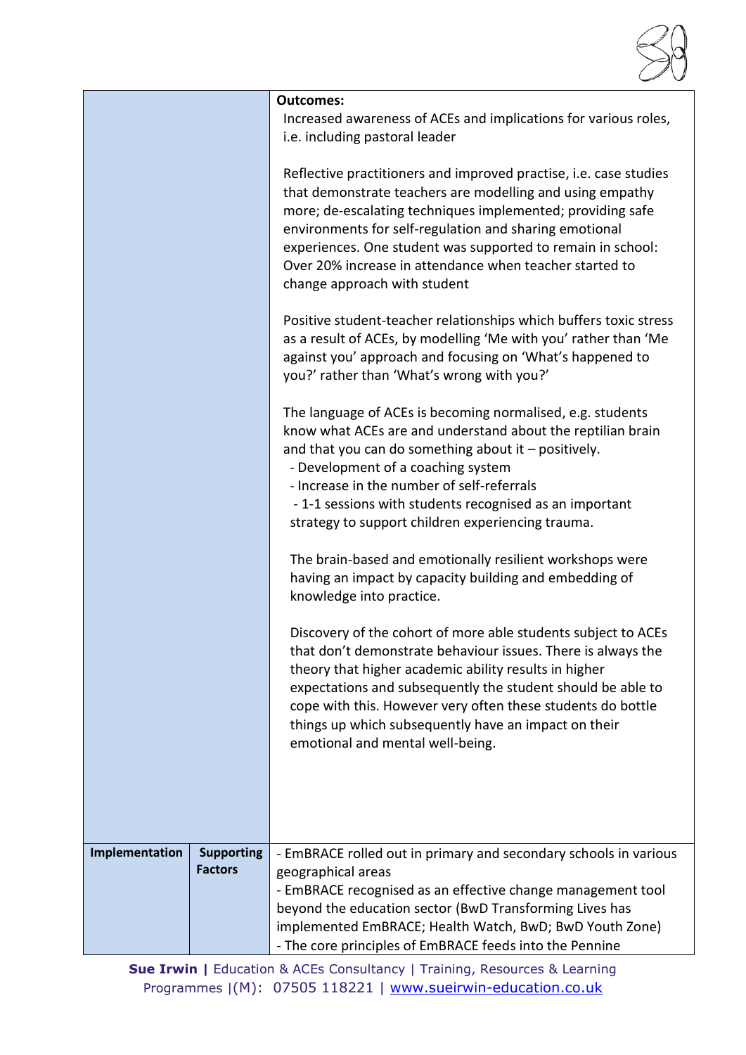| | | |
|---|---|---|
| | | **Outcomes:**<br>Increased awareness of ACEs and implications for various roles, i.e. including pastoral leader<br><br>Reflective practitioners and improved practise, i.e. case studies that demonstrate teachers are modelling and using empathy more; de-escalating techniques implemented; providing safe environments for self-regulation and sharing emotional experiences. One student was supported to remain in school: Over 20% increase in attendance when teacher started to change approach with student<br><br>Positive student-teacher relationships which buffers toxic stress as a result of ACEs, by modelling 'Me with you' rather than 'Me against you' approach and focusing on 'What's happened to you?' rather than 'What's wrong with you?'<br><br>The language of ACEs is becoming normalised, e.g. students know what ACEs are and understand about the reptilian brain and that you can do something about it – positively.<br>- Development of a coaching system<br>- Increase in the number of self-referrals<br>- 1-1 sessions with students recognised as an important strategy to support children experiencing trauma.<br><br>The brain-based and emotionally resilient workshops were having an impact by capacity building and embedding of knowledge into practice.<br><br>Discovery of the cohort of more able students subject to ACEs that don't demonstrate behaviour issues. There is always the theory that higher academic ability results in higher expectations and subsequently the student should be able to cope with this. However very often these students do bottle things up which subsequently have an impact on their emotional and mental well-being. |
| **Implementation** | **Supporting Factors** | - EmBRACE rolled out in primary and secondary schools in various geographical areas<br>- EmBRACE recognised as an effective change management tool beyond the education sector (BwD Transforming Lives has implemented EmBRACE; Health Watch, BwD; BwD Youth Zone)<br>- The core principles of EmBRACE feeds into the Pennine |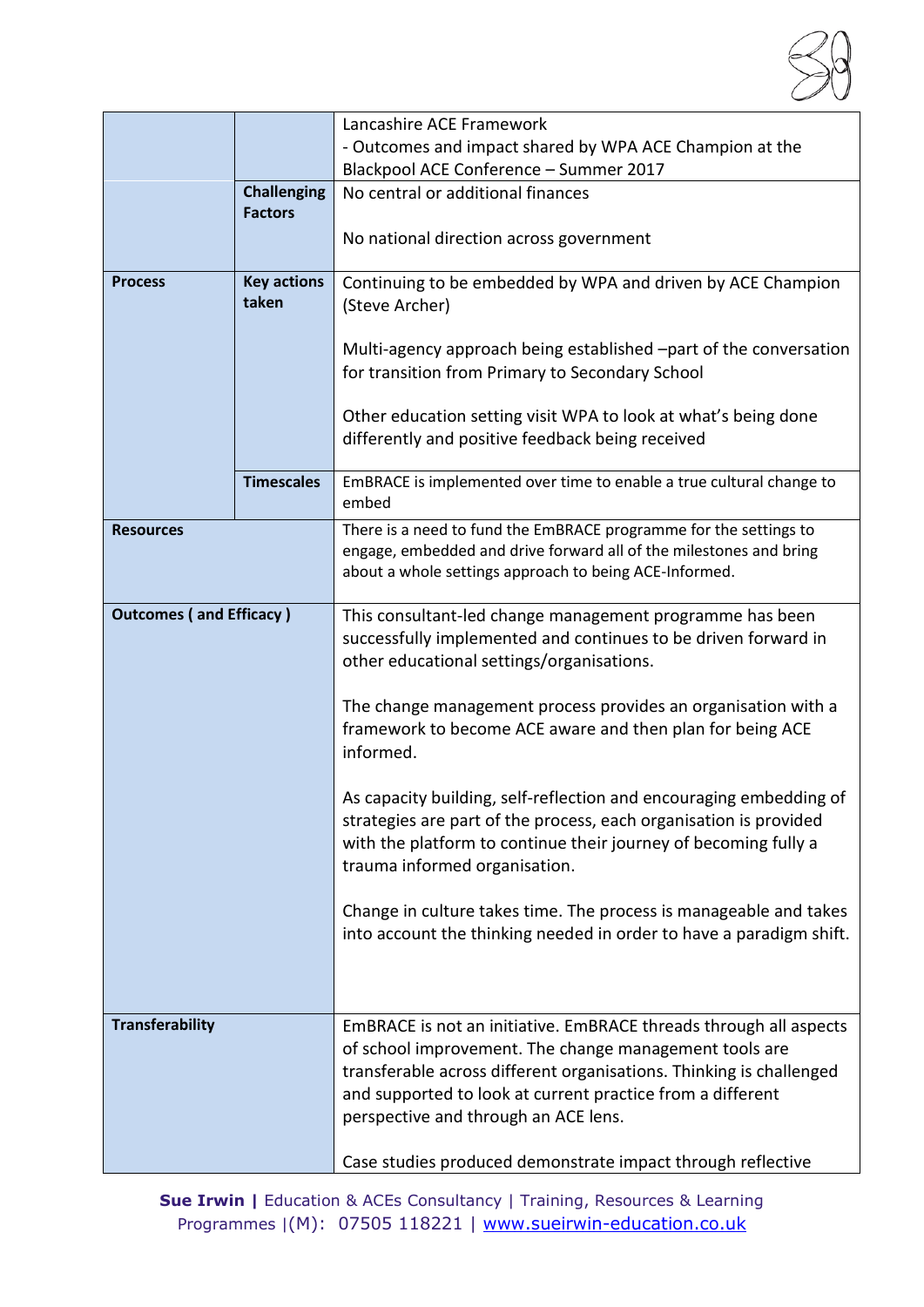| | | |
|---|---|---|
| | | Lancashire ACE Framework<br>- Outcomes and impact shared by WPA ACE Champion at the Blackpool ACE Conference – Summer 2017 |
| | **Challenging Factors** | No central or additional finances<br><br>No national direction across government |
| **Process** | **Key actions taken** | Continuing to be embedded by WPA and driven by ACE Champion (Steve Archer)<br><br>Multi-agency approach being established –part of the conversation for transition from Primary to Secondary School<br><br>Other education setting visit WPA to look at what's being done differently and positive feedback being received |
| | **Timescales** | EmBRACE is implemented over time to enable a true cultural change to embed |
| **Resources** | | There is a need to fund the EmBRACE programme for the settings to engage, embedded and drive forward all of the milestones and bring about a whole settings approach to being ACE-Informed. |
| **Outcomes ( and Efficacy )** | | This consultant-led change management programme has been successfully implemented and continues to be driven forward in other educational settings/organisations.<br><br>The change management process provides an organisation with a framework to become ACE aware and then plan for being ACE informed.<br><br>As capacity building, self-reflection and encouraging embedding of strategies are part of the process, each organisation is provided with the platform to continue their journey of becoming fully a trauma informed organisation.<br><br>Change in culture takes time. The process is manageable and takes into account the thinking needed in order to have a paradigm shift. |
| **Transferability** | | EmBRACE is not an initiative. EmBRACE threads through all aspects of school improvement. The change management tools are transferable across different organisations. Thinking is challenged and supported to look at current practice from a different perspective and through an ACE lens.<br><br>Case studies produced demonstrate impact through reflective |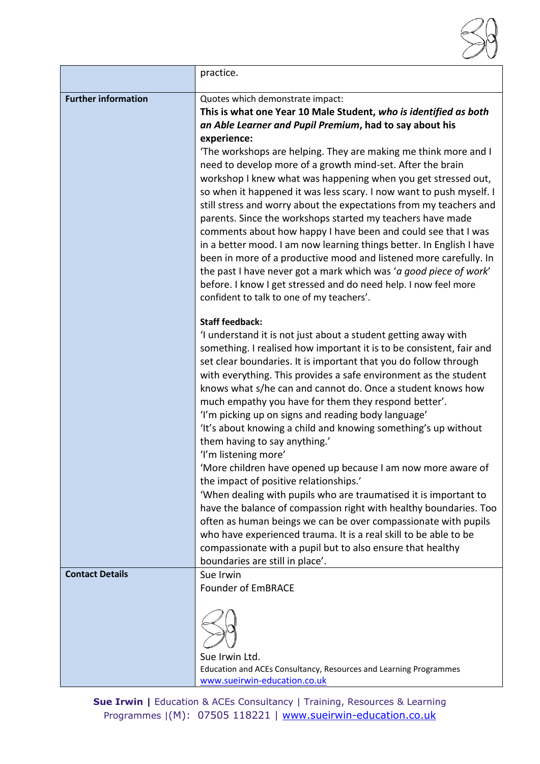| | |
|---|---|
| | practice. |
| **Further information** | Quotes which demonstrate impact:<br>**This is what one Year 10 Male Student, *who is identified as both an Able Learner and Pupil Premium*, had to say about his experience:**<br>'The workshops are helping. They are making me think more and I need to develop more of a growth mind-set. After the brain workshop I knew what was happening when you get stressed out, so when it happened it was less scary. I now want to push myself. I still stress and worry about the expectations from my teachers and parents. Since the workshops started my teachers have made comments about how happy I have been and could see that I was in a better mood. I am now learning things better. In English I have been in more of a productive mood and listened more carefully. In the past I have never got a mark which was '*a good piece of work*' before. I know I get stressed and do need help. I now feel more confident to talk to one of my teachers'.<br><br>**Staff feedback:**<br>'I understand it is not just about a student getting away with something. I realised how important it is to be consistent, fair and set clear boundaries. It is important that you do follow through with everything. This provides a safe environment as the student knows what s/he can and cannot do. Once a student knows how much empathy you have for them they respond better'.<br>'I'm picking up on signs and reading body language'<br>'It's about knowing a child and knowing something's up without them having to say anything.'<br>'I'm listening more'<br>'More children have opened up because I am now more aware of the impact of positive relationships.'<br>'When dealing with pupils who are traumatised it is important to have the balance of compassion right with healthy boundaries. Too often as human beings we can be over compassionate with pupils who have experienced trauma. It is a real skill to be able to be compassionate with a pupil but to also ensure that healthy boundaries are still in place'. |
| **Contact Details** | Sue Irwin<br>Founder of EmBRACE<br><br>Sue Irwin Ltd.<br>Education and ACEs Consultancy, Resources and Learning Programmes<br>www.sueirwin-education.co.uk |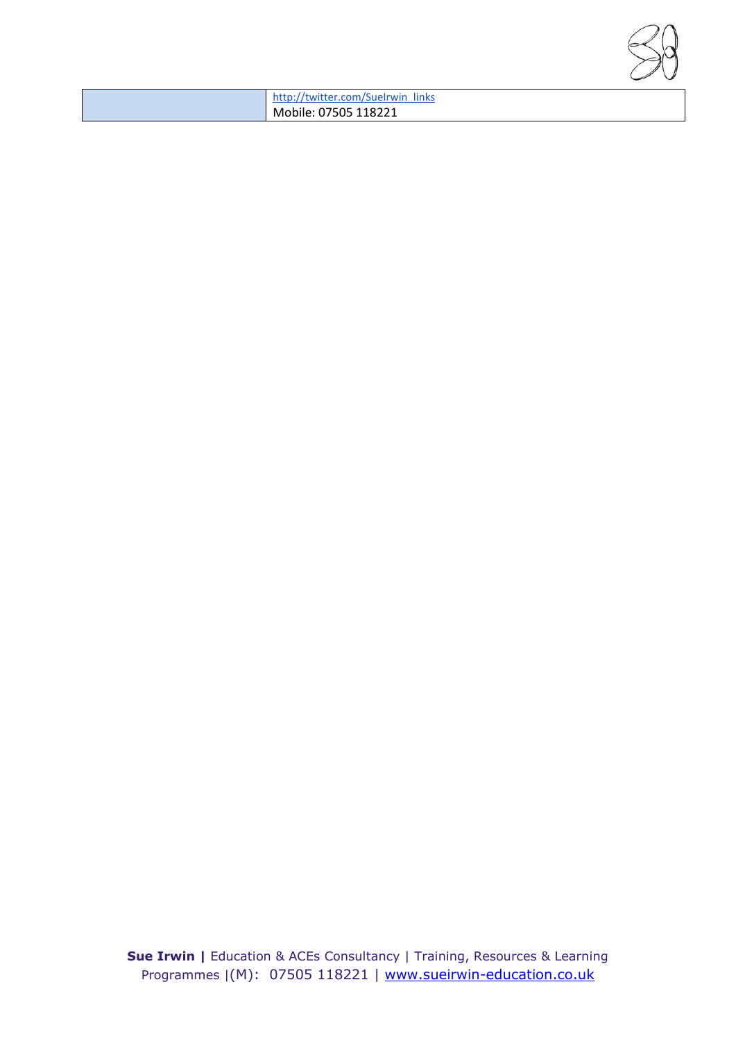| | |
|---|---|
| | http://twitter.com/SueIrwin_links<br>Mobile: 07505 118221 |